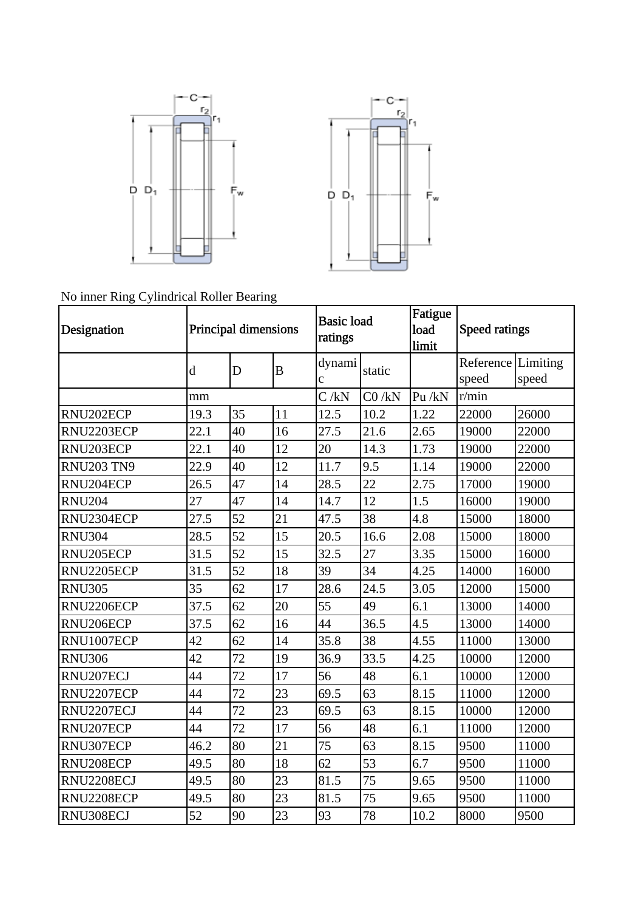No inner Ring Cylindrical Roller Bearing

| Designation | Principal dimensions | | | Basic load ratings | | Fatigue load limit | Speed ratings | |
|---|---|---|---|---|---|---|---|---|
| | d | D | B | dynamic | static | | Reference speed | Limiting speed |
| | mm | | | C /kN | C0 /kN | Pu /kN | r/min | |
| RNU202ECP | 19.3 | 35 | 11 | 12.5 | 10.2 | 1.22 | 22000 | 26000 |
| RNU2203ECP | 22.1 | 40 | 16 | 27.5 | 21.6 | 2.65 | 19000 | 22000 |
| RNU203ECP | 22.1 | 40 | 12 | 20 | 14.3 | 1.73 | 19000 | 22000 |
| RNU203 TN9 | 22.9 | 40 | 12 | 11.7 | 9.5 | 1.14 | 19000 | 22000 |
| RNU204ECP | 26.5 | 47 | 14 | 28.5 | 22 | 2.75 | 17000 | 19000 |
| RNU204 | 27 | 47 | 14 | 14.7 | 12 | 1.5 | 16000 | 19000 |
| RNU2304ECP | 27.5 | 52 | 21 | 47.5 | 38 | 4.8 | 15000 | 18000 |
| RNU304 | 28.5 | 52 | 15 | 20.5 | 16.6 | 2.08 | 15000 | 18000 |
| RNU205ECP | 31.5 | 52 | 15 | 32.5 | 27 | 3.35 | 15000 | 16000 |
| RNU2205ECP | 31.5 | 52 | 18 | 39 | 34 | 4.25 | 14000 | 16000 |
| RNU305 | 35 | 62 | 17 | 28.6 | 24.5 | 3.05 | 12000 | 15000 |
| RNU2206ECP | 37.5 | 62 | 20 | 55 | 49 | 6.1 | 13000 | 14000 |
| RNU206ECP | 37.5 | 62 | 16 | 44 | 36.5 | 4.5 | 13000 | 14000 |
| RNU1007ECP | 42 | 62 | 14 | 35.8 | 38 | 4.55 | 11000 | 13000 |
| RNU306 | 42 | 72 | 19 | 36.9 | 33.5 | 4.25 | 10000 | 12000 |
| RNU207ECJ | 44 | 72 | 17 | 56 | 48 | 6.1 | 10000 | 12000 |
| RNU2207ECP | 44 | 72 | 23 | 69.5 | 63 | 8.15 | 11000 | 12000 |
| RNU2207ECJ | 44 | 72 | 23 | 69.5 | 63 | 8.15 | 10000 | 12000 |
| RNU207ECP | 44 | 72 | 17 | 56 | 48 | 6.1 | 11000 | 12000 |
| RNU307ECP | 46.2 | 80 | 21 | 75 | 63 | 8.15 | 9500 | 11000 |
| RNU208ECP | 49.5 | 80 | 18 | 62 | 53 | 6.7 | 9500 | 11000 |
| RNU2208ECJ | 49.5 | 80 | 23 | 81.5 | 75 | 9.65 | 9500 | 11000 |
| RNU2208ECP | 49.5 | 80 | 23 | 81.5 | 75 | 9.65 | 9500 | 11000 |
| RNU308ECJ | 52 | 90 | 23 | 93 | 78 | 10.2 | 8000 | 9500 |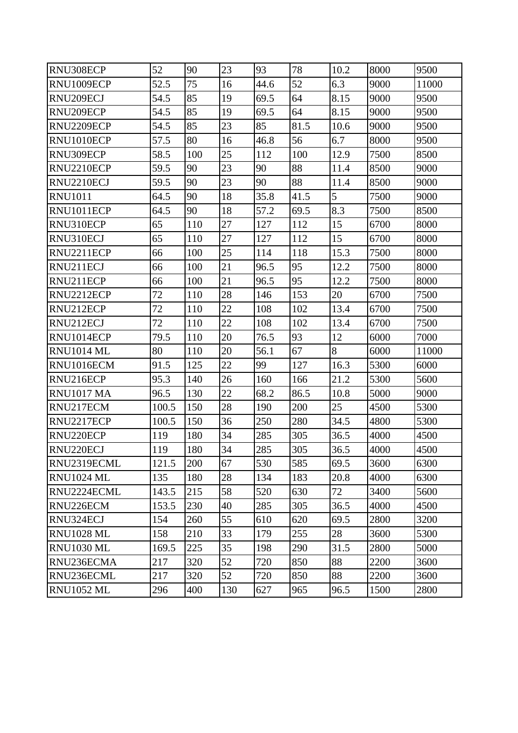| | | | | | | | | |
|---|---|---|---|---|---|---|---|---|
| RNU308ECP | 52 | 90 | 23 | 93 | 78 | 10.2 | 8000 | 9500 |
| RNU1009ECP | 52.5 | 75 | 16 | 44.6 | 52 | 6.3 | 9000 | 11000 |
| RNU209ECJ | 54.5 | 85 | 19 | 69.5 | 64 | 8.15 | 9000 | 9500 |
| RNU209ECP | 54.5 | 85 | 19 | 69.5 | 64 | 8.15 | 9000 | 9500 |
| RNU2209ECP | 54.5 | 85 | 23 | 85 | 81.5 | 10.6 | 9000 | 9500 |
| RNU1010ECP | 57.5 | 80 | 16 | 46.8 | 56 | 6.7 | 8000 | 9500 |
| RNU309ECP | 58.5 | 100 | 25 | 112 | 100 | 12.9 | 7500 | 8500 |
| RNU2210ECP | 59.5 | 90 | 23 | 90 | 88 | 11.4 | 8500 | 9000 |
| RNU2210ECJ | 59.5 | 90 | 23 | 90 | 88 | 11.4 | 8500 | 9000 |
| RNU1011 | 64.5 | 90 | 18 | 35.8 | 41.5 | 5 | 7500 | 9000 |
| RNU1011ECP | 64.5 | 90 | 18 | 57.2 | 69.5 | 8.3 | 7500 | 8500 |
| RNU310ECP | 65 | 110 | 27 | 127 | 112 | 15 | 6700 | 8000 |
| RNU310ECJ | 65 | 110 | 27 | 127 | 112 | 15 | 6700 | 8000 |
| RNU2211ECP | 66 | 100 | 25 | 114 | 118 | 15.3 | 7500 | 8000 |
| RNU211ECJ | 66 | 100 | 21 | 96.5 | 95 | 12.2 | 7500 | 8000 |
| RNU211ECP | 66 | 100 | 21 | 96.5 | 95 | 12.2 | 7500 | 8000 |
| RNU2212ECP | 72 | 110 | 28 | 146 | 153 | 20 | 6700 | 7500 |
| RNU212ECP | 72 | 110 | 22 | 108 | 102 | 13.4 | 6700 | 7500 |
| RNU212ECJ | 72 | 110 | 22 | 108 | 102 | 13.4 | 6700 | 7500 |
| RNU1014ECP | 79.5 | 110 | 20 | 76.5 | 93 | 12 | 6000 | 7000 |
| RNU1014 ML | 80 | 110 | 20 | 56.1 | 67 | 8 | 6000 | 11000 |
| RNU1016ECM | 91.5 | 125 | 22 | 99 | 127 | 16.3 | 5300 | 6000 |
| RNU216ECP | 95.3 | 140 | 26 | 160 | 166 | 21.2 | 5300 | 5600 |
| RNU1017 MA | 96.5 | 130 | 22 | 68.2 | 86.5 | 10.8 | 5000 | 9000 |
| RNU217ECM | 100.5 | 150 | 28 | 190 | 200 | 25 | 4500 | 5300 |
| RNU2217ECP | 100.5 | 150 | 36 | 250 | 280 | 34.5 | 4800 | 5300 |
| RNU220ECP | 119 | 180 | 34 | 285 | 305 | 36.5 | 4000 | 4500 |
| RNU220ECJ | 119 | 180 | 34 | 285 | 305 | 36.5 | 4000 | 4500 |
| RNU2319ECML | 121.5 | 200 | 67 | 530 | 585 | 69.5 | 3600 | 6300 |
| RNU1024 ML | 135 | 180 | 28 | 134 | 183 | 20.8 | 4000 | 6300 |
| RNU2224ECML | 143.5 | 215 | 58 | 520 | 630 | 72 | 3400 | 5600 |
| RNU226ECM | 153.5 | 230 | 40 | 285 | 305 | 36.5 | 4000 | 4500 |
| RNU324ECJ | 154 | 260 | 55 | 610 | 620 | 69.5 | 2800 | 3200 |
| RNU1028 ML | 158 | 210 | 33 | 179 | 255 | 28 | 3600 | 5300 |
| RNU1030 ML | 169.5 | 225 | 35 | 198 | 290 | 31.5 | 2800 | 5000 |
| RNU236ECMA | 217 | 320 | 52 | 720 | 850 | 88 | 2200 | 3600 |
| RNU236ECML | 217 | 320 | 52 | 720 | 850 | 88 | 2200 | 3600 |
| RNU1052 ML | 296 | 400 | 130 | 627 | 965 | 96.5 | 1500 | 2800 |